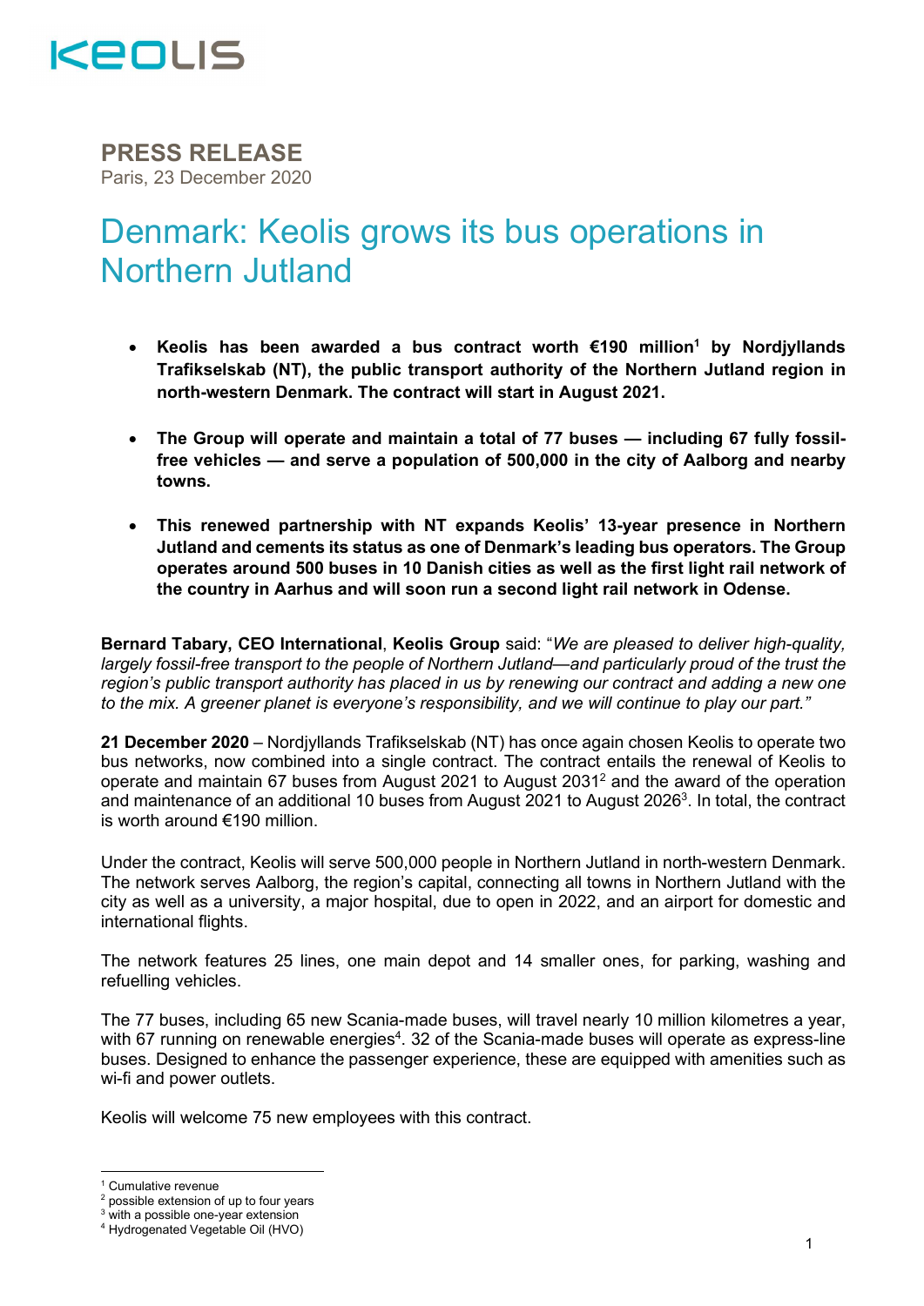KEOLIS

**PRESS RELEASE**
Paris, 23 December 2020

# Denmark: Keolis grows its bus operations in Northern Jutland

- **Keolis has been awarded a bus contract worth €190 million[1] by Nordjyllands Trafikselskab (NT), the public transport authority of the Northern Jutland region in north-western Denmark. The contract will start in August 2021.**

- **The Group will operate and maintain a total of 77 buses — including 67 fully fossil-free vehicles — and serve a population of 500,000 in the city of Aalborg and nearby towns.**

- **This renewed partnership with NT expands Keolis' 13-year presence in Northern Jutland and cements its status as one of Denmark's leading bus operators. The Group operates around 500 buses in 10 Danish cities as well as the first light rail network of the country in Aarhus and will soon run a second light rail network in Odense.**

**Bernard Tabary, CEO International**, **Keolis Group** said: "*We are pleased to deliver high-quality, largely fossil-free transport to the people of Northern Jutland—and particularly proud of the trust the region's public transport authority has placed in us by renewing our contract and adding a new one to the mix. A greener planet is everyone's responsibility, and we will continue to play our part."*

**21 December 2020** – Nordjyllands Trafikselskab (NT) has once again chosen Keolis to operate two bus networks, now combined into a single contract. The contract entails the renewal of Keolis to operate and maintain 67 buses from August 2021 to August 2031[2] and the award of the operation and maintenance of an additional 10 buses from August 2021 to August 2026[3]. In total, the contract is worth around €190 million.

Under the contract, Keolis will serve 500,000 people in Northern Jutland in north-western Denmark. The network serves Aalborg, the region's capital, connecting all towns in Northern Jutland with the city as well as a university, a major hospital, due to open in 2022, and an airport for domestic and international flights.

The network features 25 lines, one main depot and 14 smaller ones, for parking, washing and refuelling vehicles.

The 77 buses, including 65 new Scania-made buses, will travel nearly 10 million kilometres a year, with 67 running on renewable energies[4]. 32 of the Scania-made buses will operate as express-line buses. Designed to enhance the passenger experience, these are equipped with amenities such as wi-fi and power outlets.

Keolis will welcome 75 new employees with this contract.

---

[1] Cumulative revenue
[2] possible extension of up to four years
[3] with a possible one-year extension
[4] Hydrogenated Vegetable Oil (HVO)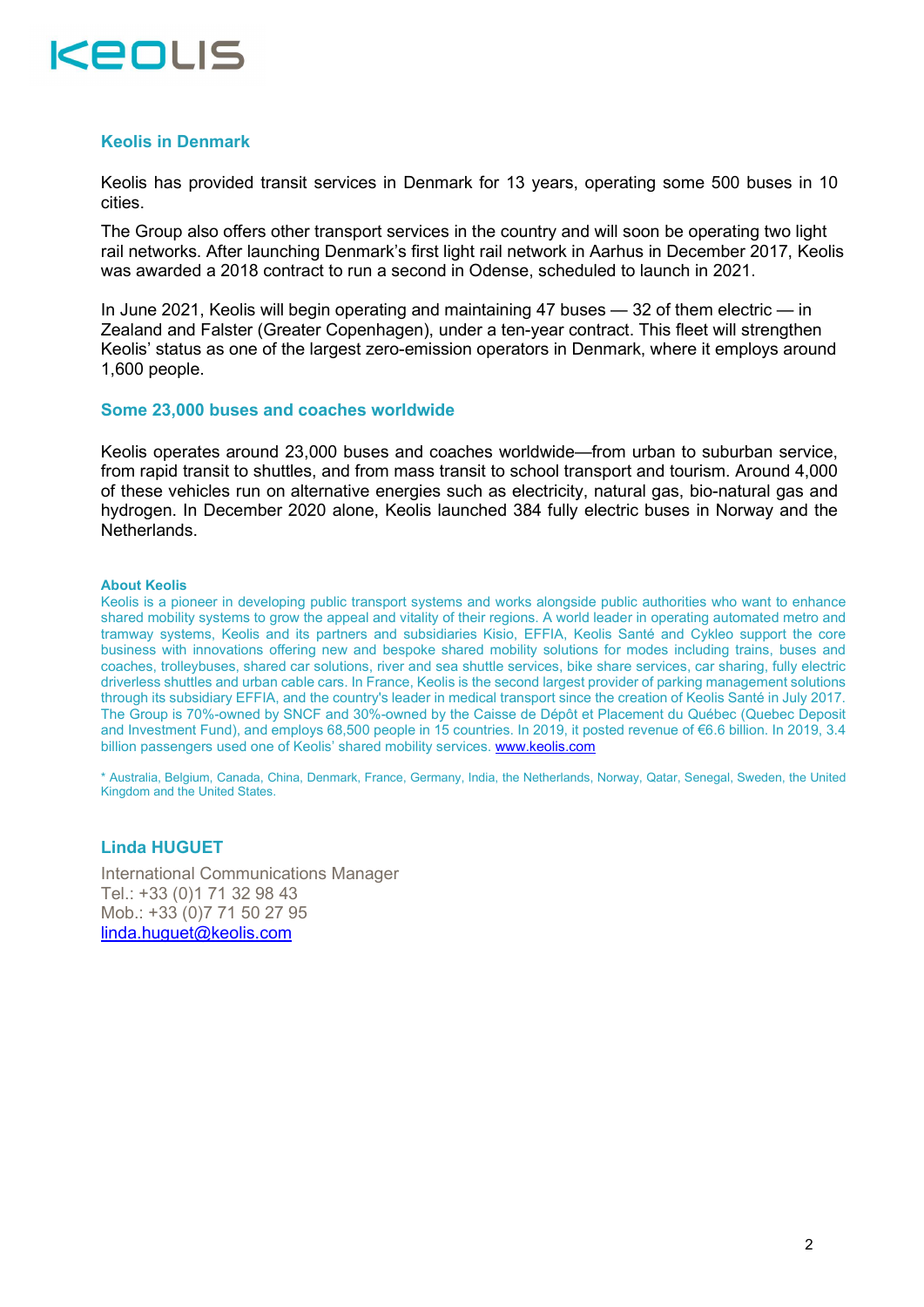## Keolis in Denmark

Keolis has provided transit services in Denmark for 13 years, operating some 500 buses in 10 cities.

The Group also offers other transport services in the country and will soon be operating two light rail networks. After launching Denmark's first light rail network in Aarhus in December 2017, Keolis was awarded a 2018 contract to run a second in Odense, scheduled to launch in 2021.

In June 2021, Keolis will begin operating and maintaining 47 buses — 32 of them electric — in Zealand and Falster (Greater Copenhagen), under a ten-year contract. This fleet will strengthen Keolis' status as one of the largest zero-emission operators in Denmark, where it employs around 1,600 people.

## Some 23,000 buses and coaches worldwide

Keolis operates around 23,000 buses and coaches worldwide—from urban to suburban service, from rapid transit to shuttles, and from mass transit to school transport and tourism. Around 4,000 of these vehicles run on alternative energies such as electricity, natural gas, bio-natural gas and hydrogen. In December 2020 alone, Keolis launched 384 fully electric buses in Norway and the Netherlands.

**About Keolis**

Keolis is a pioneer in developing public transport systems and works alongside public authorities who want to enhance shared mobility systems to grow the appeal and vitality of their regions. A world leader in operating automated metro and tramway systems, Keolis and its partners and subsidiaries Kisio, EFFIA, Keolis Santé and Cykleo support the core business with innovations offering new and bespoke shared mobility solutions for modes including trains, buses and coaches, trolleybuses, shared car solutions, river and sea shuttle services, bike share services, car sharing, fully electric driverless shuttles and urban cable cars. In France, Keolis is the second largest provider of parking management solutions through its subsidiary EFFIA, and the country's leader in medical transport since the creation of Keolis Santé in July 2017. The Group is 70%-owned by SNCF and 30%-owned by the Caisse de Dépôt et Placement du Québec (Quebec Deposit and Investment Fund), and employs 68,500 people in 15 countries. In 2019, it posted revenue of €6.6 billion. In 2019, 3.4 billion passengers used one of Keolis' shared mobility services. www.keolis.com

* Australia, Belgium, Canada, China, Denmark, France, Germany, India, the Netherlands, Norway, Qatar, Senegal, Sweden, the United Kingdom and the United States.

**Linda HUGUET**

International Communications Manager
Tel.: +33 (0)1 71 32 98 43
Mob.: +33 (0)7 71 50 27 95
linda.huguet@keolis.com